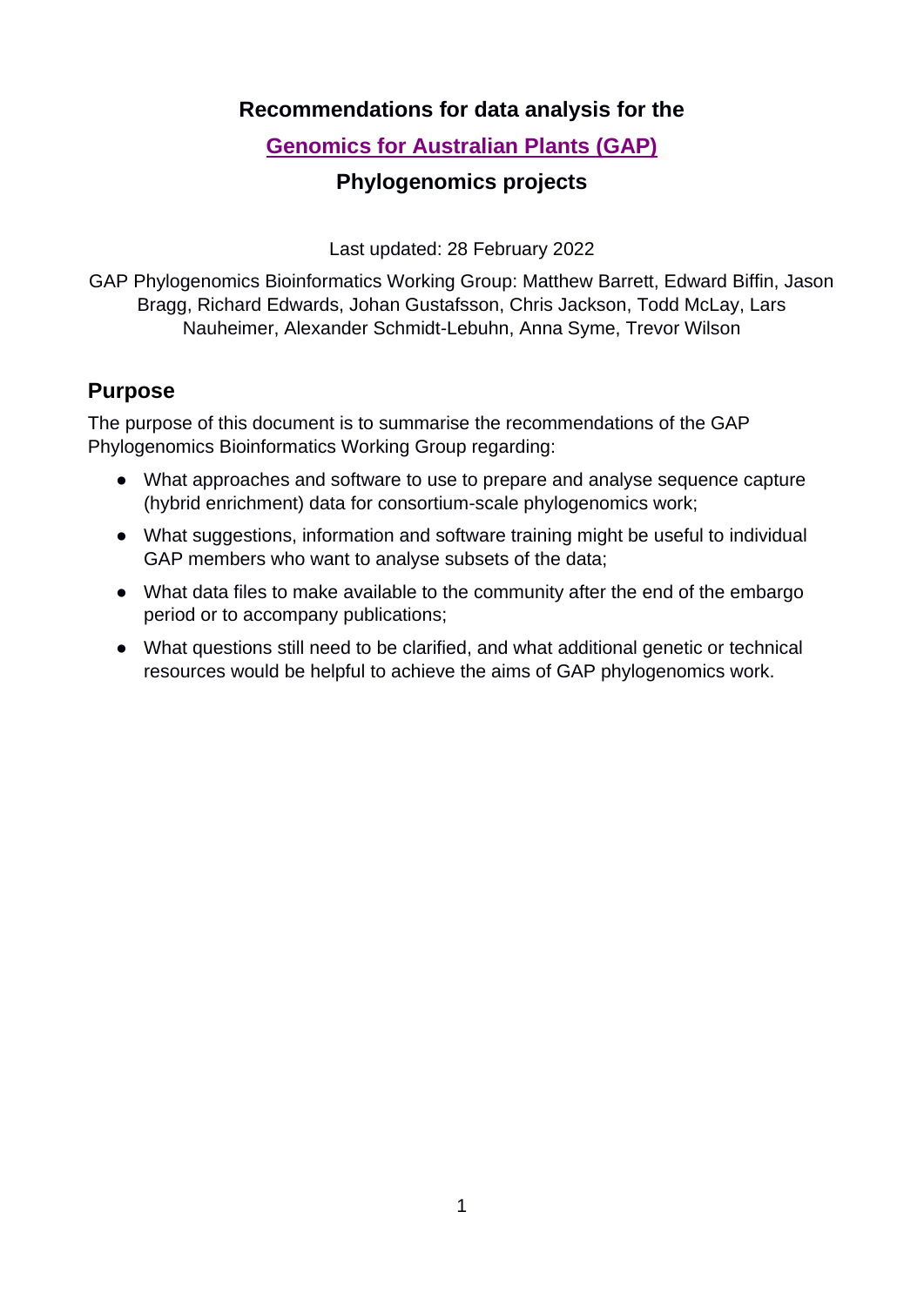# Recommendations for data analysis for the

## Genomics for Australian Plants (GAP)

## Phylogenomics projects

Last updated: 28 February 2022

GAP Phylogenomics Bioinformatics Working Group: Matthew Barrett, Edward Biffin, Jason Bragg, Richard Edwards, Johan Gustafsson, Chris Jackson, Todd McLay, Lars Nauheimer, Alexander Schmidt-Lebuhn, Anna Syme, Trevor Wilson

## Purpose

The purpose of this document is to summarise the recommendations of the GAP Phylogenomics Bioinformatics Working Group regarding:

- What approaches and software to use to prepare and analyse sequence capture (hybrid enrichment) data for consortium-scale phylogenomics work;
- What suggestions, information and software training might be useful to individual GAP members who want to analyse subsets of the data;
- What data files to make available to the community after the end of the embargo period or to accompany publications;
- What questions still need to be clarified, and what additional genetic or technical resources would be helpful to achieve the aims of GAP phylogenomics work.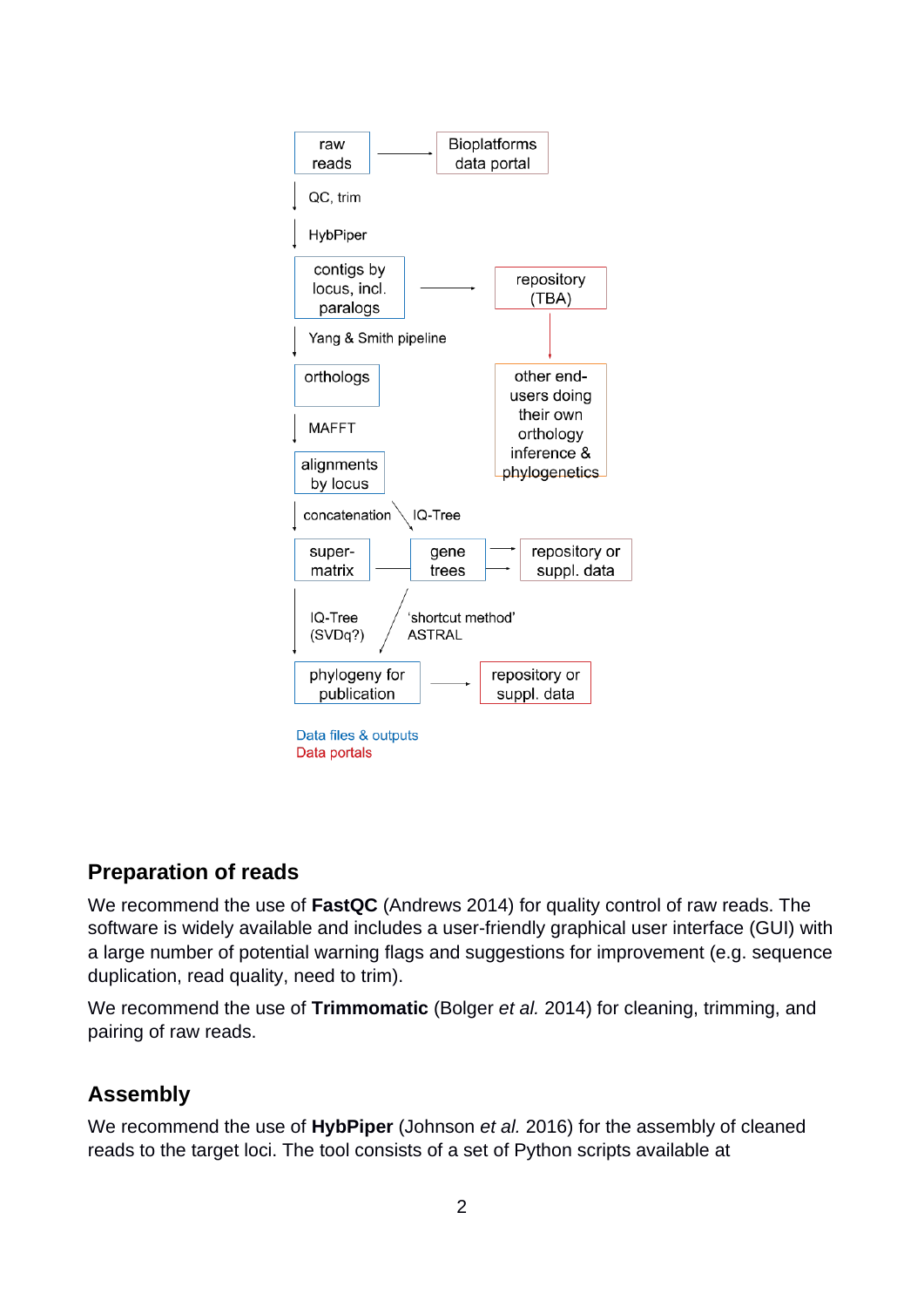raw reads → Bioplatforms data portal

QC, trim

HybPiper

contigs by locus, incl. paralogs → repository (TBA) → other end-users doing their own orthology inference & phylogenetics

Yang & Smith pipeline

orthologs

MAFFT

alignments by locus

concatenation | IQ-Tree

super-matrix — gene trees → repository or suppl. data

IQ-Tree (SVDq?) | 'shortcut method' ASTRAL

phylogeny for publication → repository or suppl. data

Data files & outputs
Data portals

## Preparation of reads

We recommend the use of **FastQC** (Andrews 2014) for quality control of raw reads. The software is widely available and includes a user-friendly graphical user interface (GUI) with a large number of potential warning flags and suggestions for improvement (e.g. sequence duplication, read quality, need to trim).

We recommend the use of **Trimmomatic** (Bolger *et al.* 2014) for cleaning, trimming, and pairing of raw reads.

## Assembly

We recommend the use of **HybPiper** (Johnson *et al.* 2016) for the assembly of cleaned reads to the target loci. The tool consists of a set of Python scripts available at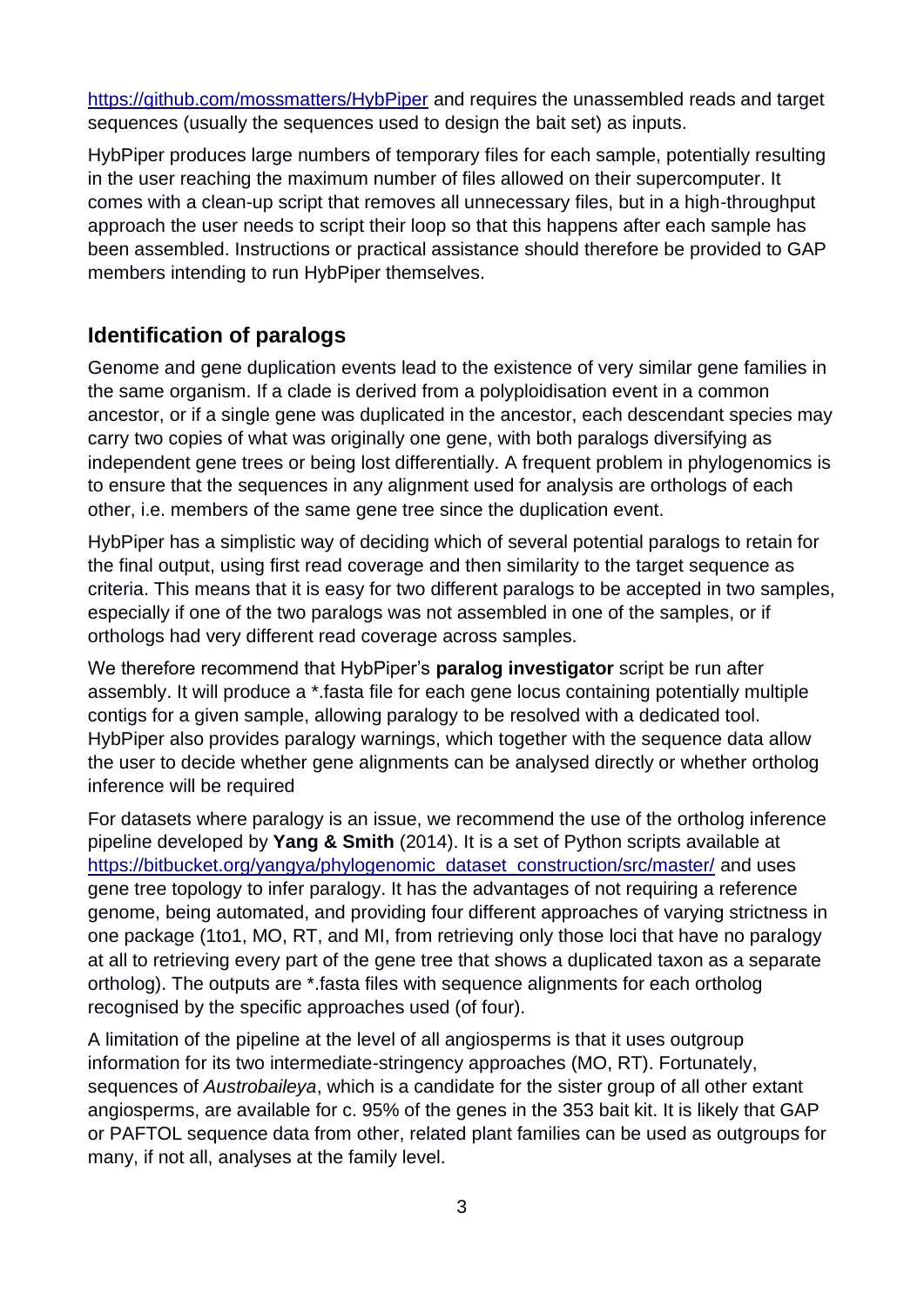https://github.com/mossmatters/HybPiper and requires the unassembled reads and target sequences (usually the sequences used to design the bait set) as inputs.

HybPiper produces large numbers of temporary files for each sample, potentially resulting in the user reaching the maximum number of files allowed on their supercomputer. It comes with a clean-up script that removes all unnecessary files, but in a high-throughput approach the user needs to script their loop so that this happens after each sample has been assembled. Instructions or practical assistance should therefore be provided to GAP members intending to run HybPiper themselves.

## Identification of paralogs

Genome and gene duplication events lead to the existence of very similar gene families in the same organism. If a clade is derived from a polyploidisation event in a common ancestor, or if a single gene was duplicated in the ancestor, each descendant species may carry two copies of what was originally one gene, with both paralogs diversifying as independent gene trees or being lost differentially. A frequent problem in phylogenomics is to ensure that the sequences in any alignment used for analysis are orthologs of each other, i.e. members of the same gene tree since the duplication event.

HybPiper has a simplistic way of deciding which of several potential paralogs to retain for the final output, using first read coverage and then similarity to the target sequence as criteria. This means that it is easy for two different paralogs to be accepted in two samples, especially if one of the two paralogs was not assembled in one of the samples, or if orthologs had very different read coverage across samples.

We therefore recommend that HybPiper's **paralog investigator** script be run after assembly. It will produce a *.fasta file for each gene locus containing potentially multiple contigs for a given sample, allowing paralogy to be resolved with a dedicated tool. HybPiper also provides paralogy warnings, which together with the sequence data allow the user to decide whether gene alignments can be analysed directly or whether ortholog inference will be required

For datasets where paralogy is an issue, we recommend the use of the ortholog inference pipeline developed by **Yang & Smith** (2014). It is a set of Python scripts available at https://bitbucket.org/yangya/phylogenomic_dataset_construction/src/master/ and uses gene tree topology to infer paralogy. It has the advantages of not requiring a reference genome, being automated, and providing four different approaches of varying strictness in one package (1to1, MO, RT, and MI, from retrieving only those loci that have no paralogy at all to retrieving every part of the gene tree that shows a duplicated taxon as a separate ortholog). The outputs are *.fasta files with sequence alignments for each ortholog recognised by the specific approaches used (of four).

A limitation of the pipeline at the level of all angiosperms is that it uses outgroup information for its two intermediate-stringency approaches (MO, RT). Fortunately, sequences of *Austrobaileya*, which is a candidate for the sister group of all other extant angiosperms, are available for c. 95% of the genes in the 353 bait kit. It is likely that GAP or PAFTOL sequence data from other, related plant families can be used as outgroups for many, if not all, analyses at the family level.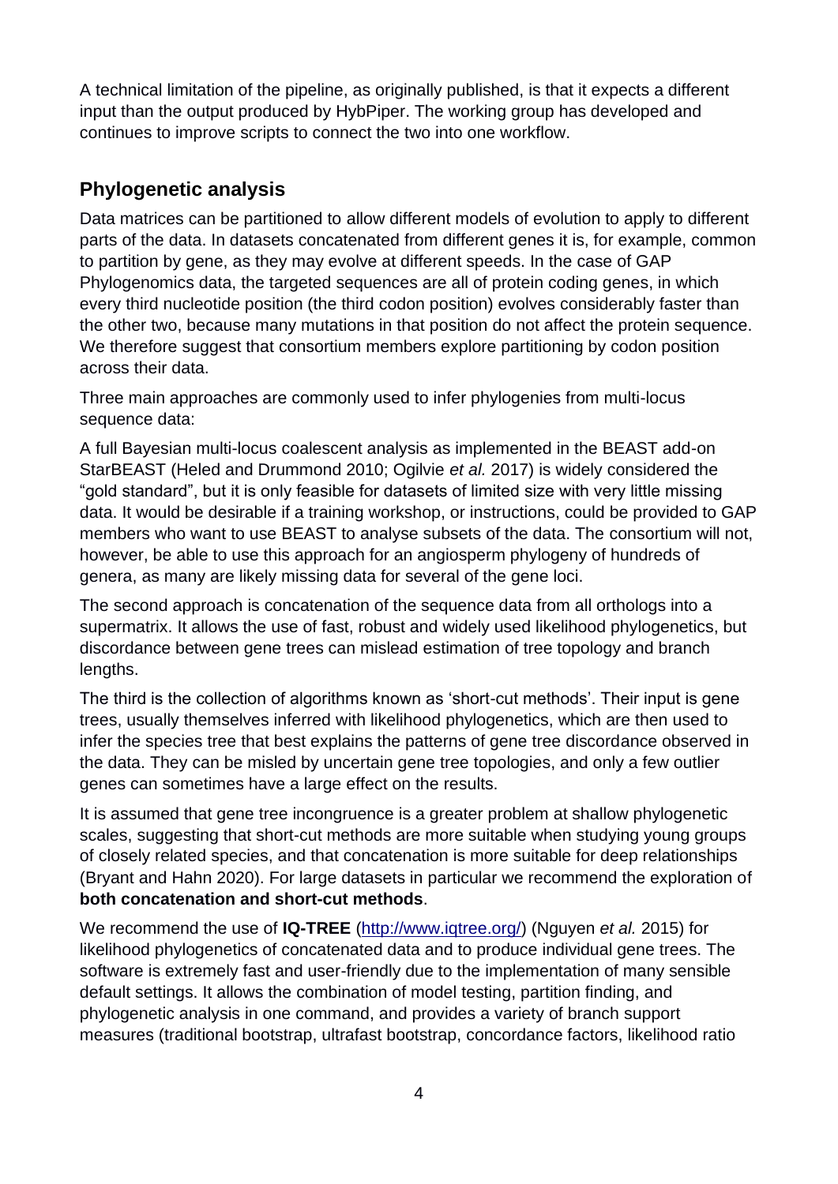A technical limitation of the pipeline, as originally published, is that it expects a different input than the output produced by HybPiper. The working group has developed and continues to improve scripts to connect the two into one workflow.

## Phylogenetic analysis

Data matrices can be partitioned to allow different models of evolution to apply to different parts of the data. In datasets concatenated from different genes it is, for example, common to partition by gene, as they may evolve at different speeds. In the case of GAP Phylogenomics data, the targeted sequences are all of protein coding genes, in which every third nucleotide position (the third codon position) evolves considerably faster than the other two, because many mutations in that position do not affect the protein sequence. We therefore suggest that consortium members explore partitioning by codon position across their data.

Three main approaches are commonly used to infer phylogenies from multi-locus sequence data:

A full Bayesian multi-locus coalescent analysis as implemented in the BEAST add-on StarBEAST (Heled and Drummond 2010; Ogilvie *et al.* 2017) is widely considered the "gold standard", but it is only feasible for datasets of limited size with very little missing data. It would be desirable if a training workshop, or instructions, could be provided to GAP members who want to use BEAST to analyse subsets of the data. The consortium will not, however, be able to use this approach for an angiosperm phylogeny of hundreds of genera, as many are likely missing data for several of the gene loci.

The second approach is concatenation of the sequence data from all orthologs into a supermatrix. It allows the use of fast, robust and widely used likelihood phylogenetics, but discordance between gene trees can mislead estimation of tree topology and branch lengths.

The third is the collection of algorithms known as 'short-cut methods'. Their input is gene trees, usually themselves inferred with likelihood phylogenetics, which are then used to infer the species tree that best explains the patterns of gene tree discordance observed in the data. They can be misled by uncertain gene tree topologies, and only a few outlier genes can sometimes have a large effect on the results.

It is assumed that gene tree incongruence is a greater problem at shallow phylogenetic scales, suggesting that short-cut methods are more suitable when studying young groups of closely related species, and that concatenation is more suitable for deep relationships (Bryant and Hahn 2020). For large datasets in particular we recommend the exploration of **both concatenation and short-cut methods**.

We recommend the use of **IQ-TREE** (http://www.iqtree.org/) (Nguyen *et al.* 2015) for likelihood phylogenetics of concatenated data and to produce individual gene trees. The software is extremely fast and user-friendly due to the implementation of many sensible default settings. It allows the combination of model testing, partition finding, and phylogenetic analysis in one command, and provides a variety of branch support measures (traditional bootstrap, ultrafast bootstrap, concordance factors, likelihood ratio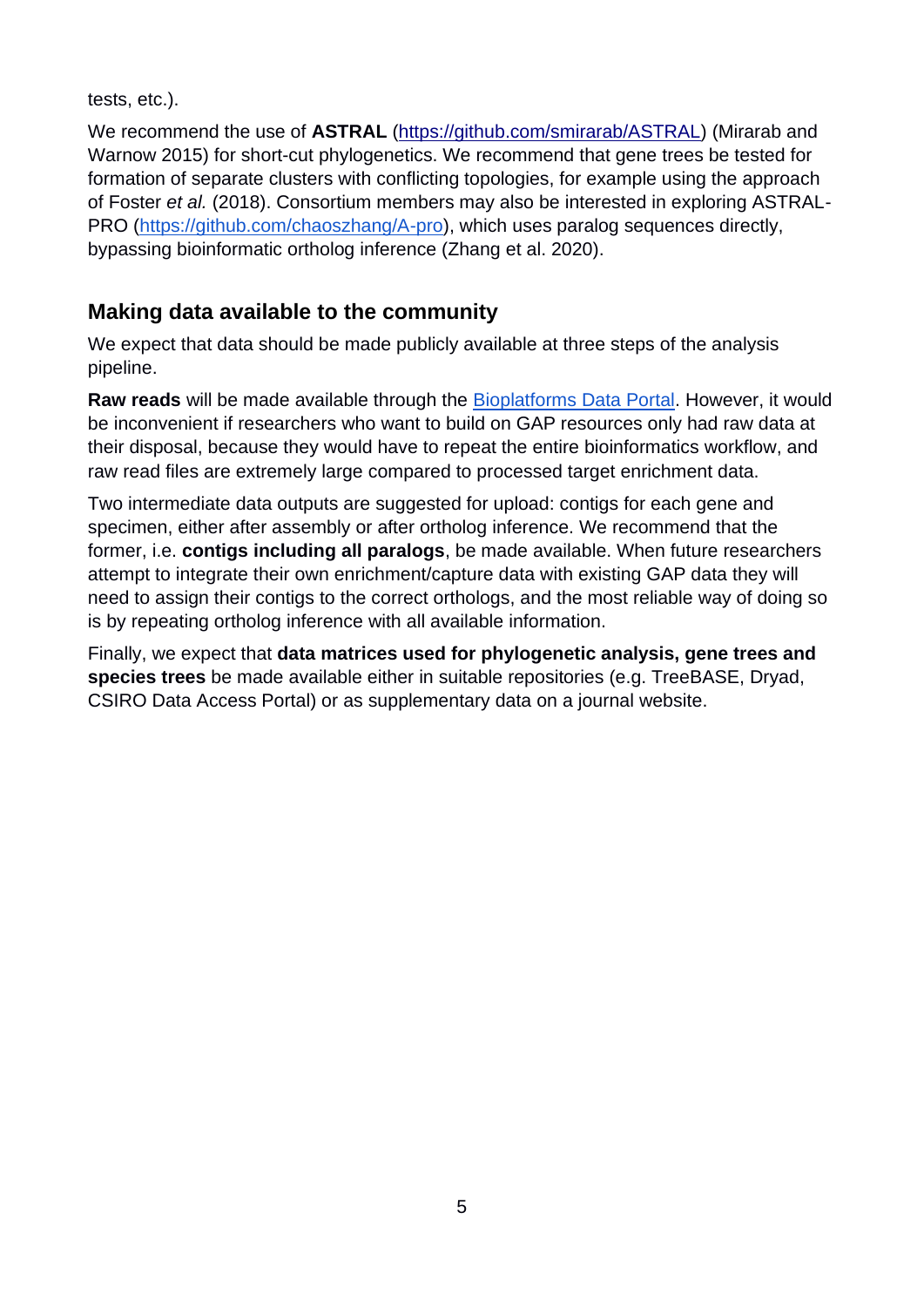tests, etc.).

We recommend the use of **ASTRAL** ([https://github.com/smirarab/ASTRAL](https://github.com/smirarab/ASTRAL)) (Mirarab and Warnow 2015) for short-cut phylogenetics. We recommend that gene trees be tested for formation of separate clusters with conflicting topologies, for example using the approach of Foster *et al.* (2018). Consortium members may also be interested in exploring ASTRAL-PRO ([https://github.com/chaoszhang/A-pro](https://github.com/chaoszhang/A-pro)), which uses paralog sequences directly, bypassing bioinformatic ortholog inference (Zhang et al. 2020).

## Making data available to the community

We expect that data should be made publicly available at three steps of the analysis pipeline.

**Raw reads** will be made available through the Bioplatforms Data Portal. However, it would be inconvenient if researchers who want to build on GAP resources only had raw data at their disposal, because they would have to repeat the entire bioinformatics workflow, and raw read files are extremely large compared to processed target enrichment data.

Two intermediate data outputs are suggested for upload: contigs for each gene and specimen, either after assembly or after ortholog inference. We recommend that the former, i.e. **contigs including all paralogs**, be made available. When future researchers attempt to integrate their own enrichment/capture data with existing GAP data they will need to assign their contigs to the correct orthologs, and the most reliable way of doing so is by repeating ortholog inference with all available information.

Finally, we expect that **data matrices used for phylogenetic analysis, gene trees and species trees** be made available either in suitable repositories (e.g. TreeBASE, Dryad, CSIRO Data Access Portal) or as supplementary data on a journal website.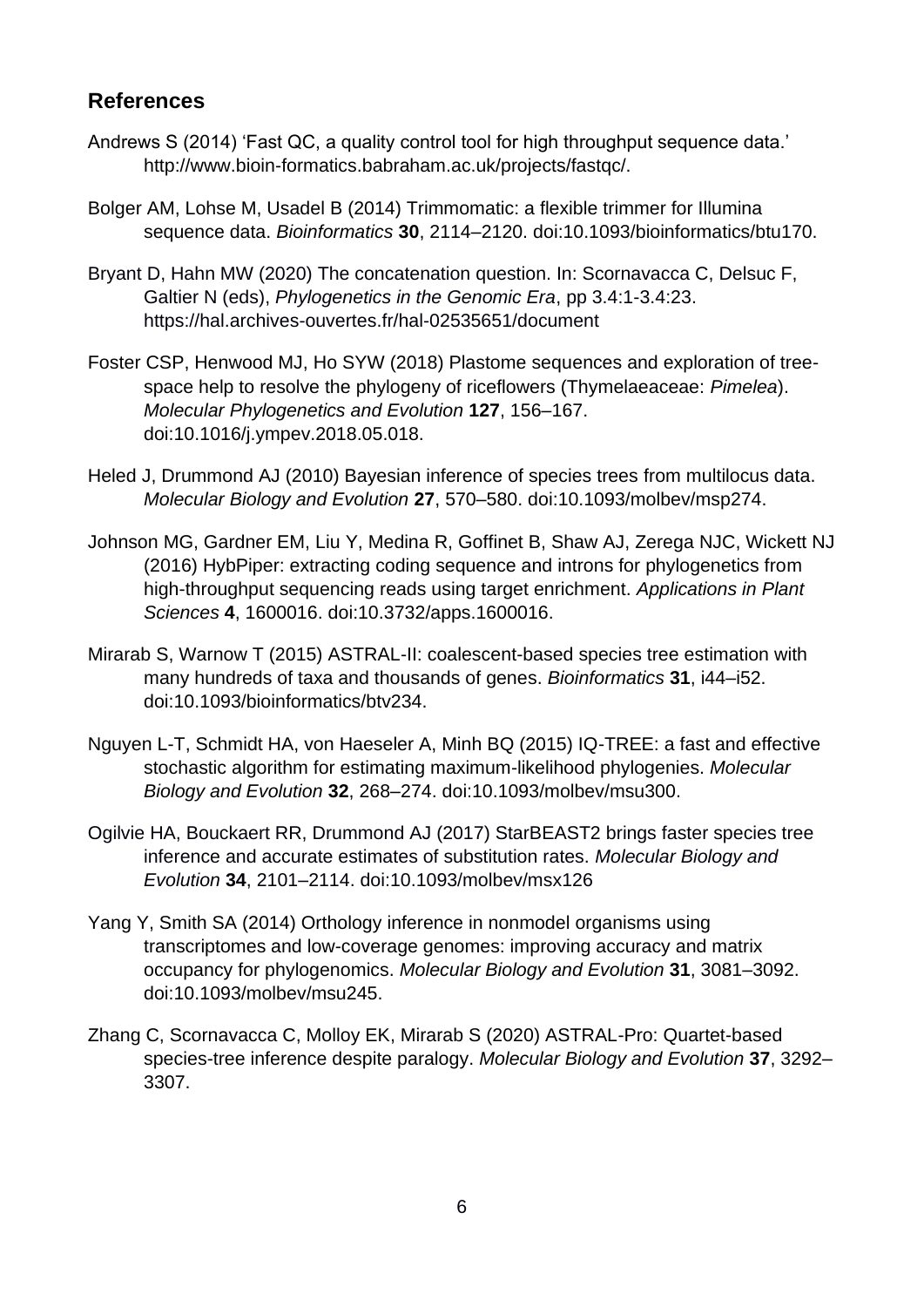## References

Andrews S (2014) 'Fast QC, a quality control tool for high throughput sequence data.' http://www.bioin-formatics.babraham.ac.uk/projects/fastqc/.

Bolger AM, Lohse M, Usadel B (2014) Trimmomatic: a flexible trimmer for Illumina sequence data. *Bioinformatics* **30**, 2114–2120. doi:10.1093/bioinformatics/btu170.

Bryant D, Hahn MW (2020) The concatenation question. In: Scornavacca C, Delsuc F, Galtier N (eds), *Phylogenetics in the Genomic Era*, pp 3.4:1-3.4:23. https://hal.archives-ouvertes.fr/hal-02535651/document

Foster CSP, Henwood MJ, Ho SYW (2018) Plastome sequences and exploration of tree-space help to resolve the phylogeny of riceflowers (Thymelaeaceae: *Pimelea*). *Molecular Phylogenetics and Evolution* **127**, 156–167. doi:10.1016/j.ympev.2018.05.018.

Heled J, Drummond AJ (2010) Bayesian inference of species trees from multilocus data. *Molecular Biology and Evolution* **27**, 570–580. doi:10.1093/molbev/msp274.

Johnson MG, Gardner EM, Liu Y, Medina R, Goffinet B, Shaw AJ, Zerega NJC, Wickett NJ (2016) HybPiper: extracting coding sequence and introns for phylogenetics from high-throughput sequencing reads using target enrichment. *Applications in Plant Sciences* **4**, 1600016. doi:10.3732/apps.1600016.

Mirarab S, Warnow T (2015) ASTRAL-II: coalescent-based species tree estimation with many hundreds of taxa and thousands of genes. *Bioinformatics* **31**, i44–i52. doi:10.1093/bioinformatics/btv234.

Nguyen L-T, Schmidt HA, von Haeseler A, Minh BQ (2015) IQ-TREE: a fast and effective stochastic algorithm for estimating maximum-likelihood phylogenies. *Molecular Biology and Evolution* **32**, 268–274. doi:10.1093/molbev/msu300.

Ogilvie HA, Bouckaert RR, Drummond AJ (2017) StarBEAST2 brings faster species tree inference and accurate estimates of substitution rates. *Molecular Biology and Evolution* **34**, 2101–2114. doi:10.1093/molbev/msx126

Yang Y, Smith SA (2014) Orthology inference in nonmodel organisms using transcriptomes and low-coverage genomes: improving accuracy and matrix occupancy for phylogenomics. *Molecular Biology and Evolution* **31**, 3081–3092. doi:10.1093/molbev/msu245.

Zhang C, Scornavacca C, Molloy EK, Mirarab S (2020) ASTRAL-Pro: Quartet-based species-tree inference despite paralogy. *Molecular Biology and Evolution* **37**, 3292–3307.